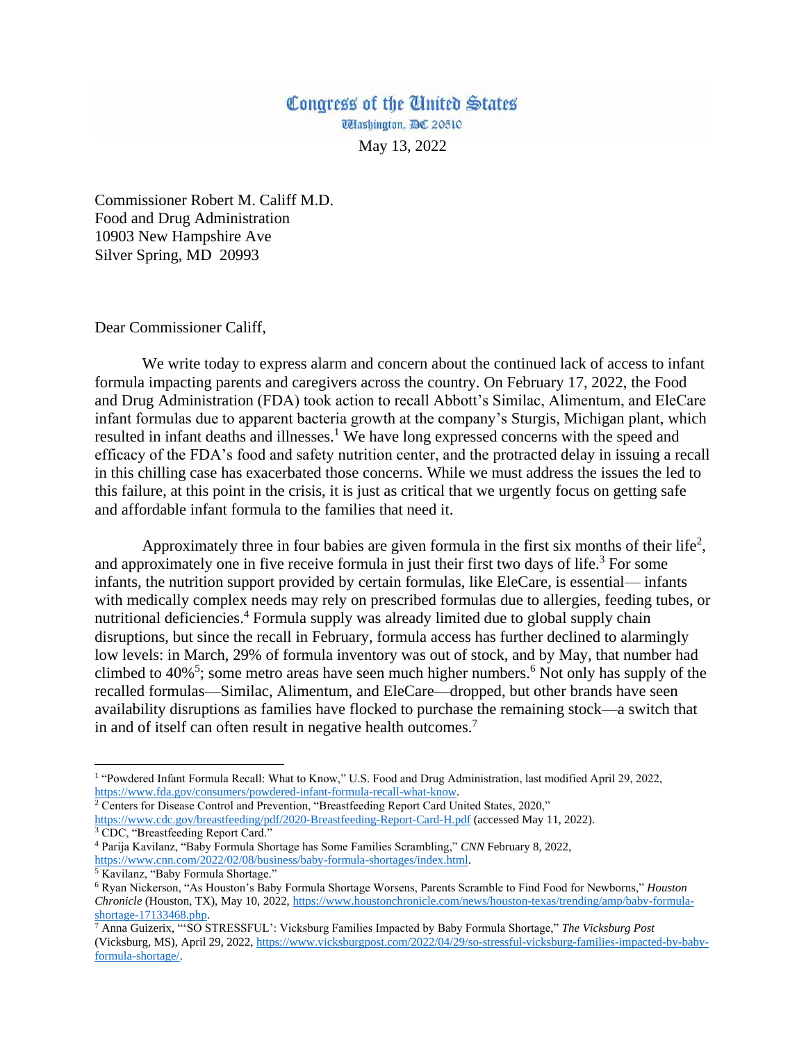# Congress of the United States

Washington, DC 20510

May 13, 2022

Commissioner Robert M. Califf M.D.
Food and Drug Administration
10903 New Hampshire Ave
Silver Spring, MD 20993

Dear Commissioner Califf,

We write today to express alarm and concern about the continued lack of access to infant formula impacting parents and caregivers across the country. On February 17, 2022, the Food and Drug Administration (FDA) took action to recall Abbott's Similac, Alimentum, and EleCare infant formulas due to apparent bacteria growth at the company's Sturgis, Michigan plant, which resulted in infant deaths and illnesses.[1] We have long expressed concerns with the speed and efficacy of the FDA's food and safety nutrition center, and the protracted delay in issuing a recall in this chilling case has exacerbated those concerns. While we must address the issues the led to this failure, at this point in the crisis, it is just as critical that we urgently focus on getting safe and affordable infant formula to the families that need it.

Approximately three in four babies are given formula in the first six months of their life[2], and approximately one in five receive formula in just their first two days of life.[3] For some infants, the nutrition support provided by certain formulas, like EleCare, is essential— infants with medically complex needs may rely on prescribed formulas due to allergies, feeding tubes, or nutritional deficiencies.[4] Formula supply was already limited due to global supply chain disruptions, but since the recall in February, formula access has further declined to alarmingly low levels: in March, 29% of formula inventory was out of stock, and by May, that number had climbed to 40%[5]; some metro areas have seen much higher numbers.[6] Not only has supply of the recalled formulas—Similac, Alimentum, and EleCare—dropped, but other brands have seen availability disruptions as families have flocked to purchase the remaining stock—a switch that in and of itself can often result in negative health outcomes.[7]

---

[1] "Powdered Infant Formula Recall: What to Know," U.S. Food and Drug Administration, last modified April 29, 2022, https://www.fda.gov/consumers/powdered-infant-formula-recall-what-know.

[2] Centers for Disease Control and Prevention, "Breastfeeding Report Card United States, 2020," https://www.cdc.gov/breastfeeding/pdf/2020-Breastfeeding-Report-Card-H.pdf (accessed May 11, 2022).

[3] CDC, "Breastfeeding Report Card."

[4] Parija Kavilanz, "Baby Formula Shortage has Some Families Scrambling," *CNN* February 8, 2022, https://www.cnn.com/2022/02/08/business/baby-formula-shortages/index.html.

[5] Kavilanz, "Baby Formula Shortage."

[6] Ryan Nickerson, "As Houston's Baby Formula Shortage Worsens, Parents Scramble to Find Food for Newborns," *Houston Chronicle* (Houston, TX), May 10, 2022, https://www.houstonchronicle.com/news/houston-texas/trending/amp/baby-formula-shortage-17133468.php.

[7] Anna Guizerix, "'SO STRESSFUL': Vicksburg Families Impacted by Baby Formula Shortage," *The Vicksburg Post* (Vicksburg, MS), April 29, 2022, https://www.vicksburgpost.com/2022/04/29/so-stressful-vicksburg-families-impacted-by-baby-formula-shortage/.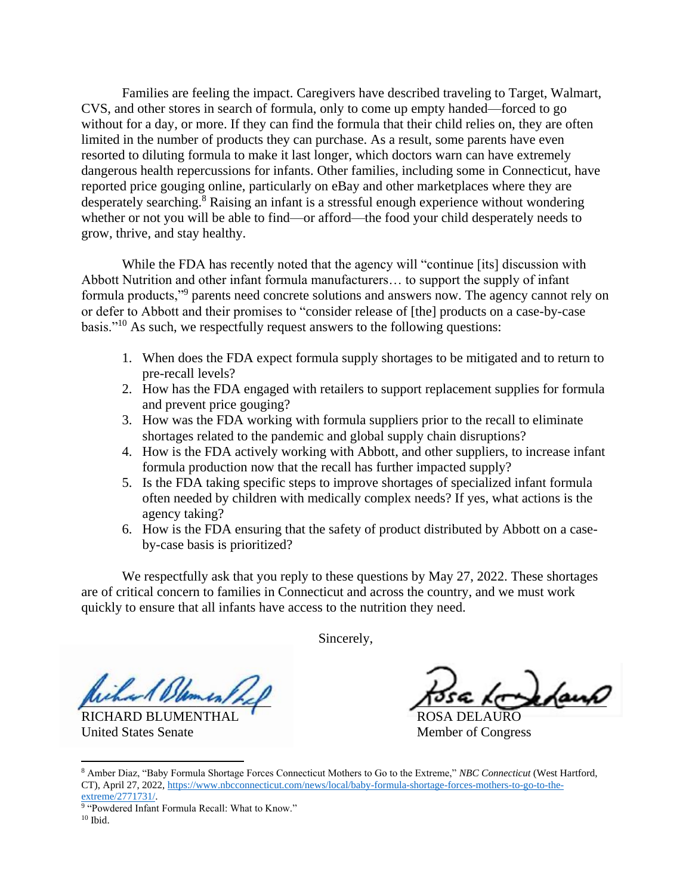Families are feeling the impact. Caregivers have described traveling to Target, Walmart, CVS, and other stores in search of formula, only to come up empty handed—forced to go without for a day, or more. If they can find the formula that their child relies on, they are often limited in the number of products they can purchase. As a result, some parents have even resorted to diluting formula to make it last longer, which doctors warn can have extremely dangerous health repercussions for infants. Other families, including some in Connecticut, have reported price gouging online, particularly on eBay and other marketplaces where they are desperately searching.[8] Raising an infant is a stressful enough experience without wondering whether or not you will be able to find—or afford—the food your child desperately needs to grow, thrive, and stay healthy.

While the FDA has recently noted that the agency will "continue [its] discussion with Abbott Nutrition and other infant formula manufacturers… to support the supply of infant formula products,"[9] parents need concrete solutions and answers now. The agency cannot rely on or defer to Abbott and their promises to "consider release of [the] products on a case-by-case basis."[10] As such, we respectfully request answers to the following questions:

1. When does the FDA expect formula supply shortages to be mitigated and to return to pre-recall levels?
2. How has the FDA engaged with retailers to support replacement supplies for formula and prevent price gouging?
3. How was the FDA working with formula suppliers prior to the recall to eliminate shortages related to the pandemic and global supply chain disruptions?
4. How is the FDA actively working with Abbott, and other suppliers, to increase infant formula production now that the recall has further impacted supply?
5. Is the FDA taking specific steps to improve shortages of specialized infant formula often needed by children with medically complex needs? If yes, what actions is the agency taking?
6. How is the FDA ensuring that the safety of product distributed by Abbott on a case-by-case basis is prioritized?

We respectfully ask that you reply to these questions by May 27, 2022. These shortages are of critical concern to families in Connecticut and across the country, and we must work quickly to ensure that all infants have access to the nutrition they need.

Sincerely,

RICHARD BLUMENTHAL
United States Senate

ROSA DELAURO
Member of Congress

---

[8] Amber Diaz, "Baby Formula Shortage Forces Connecticut Mothers to Go to the Extreme," *NBC Connecticut* (West Hartford, CT), April 27, 2022, https://www.nbcconnecticut.com/news/local/baby-formula-shortage-forces-mothers-to-go-to-the-extreme/2771731/.

[9] "Powdered Infant Formula Recall: What to Know."

[10] Ibid.